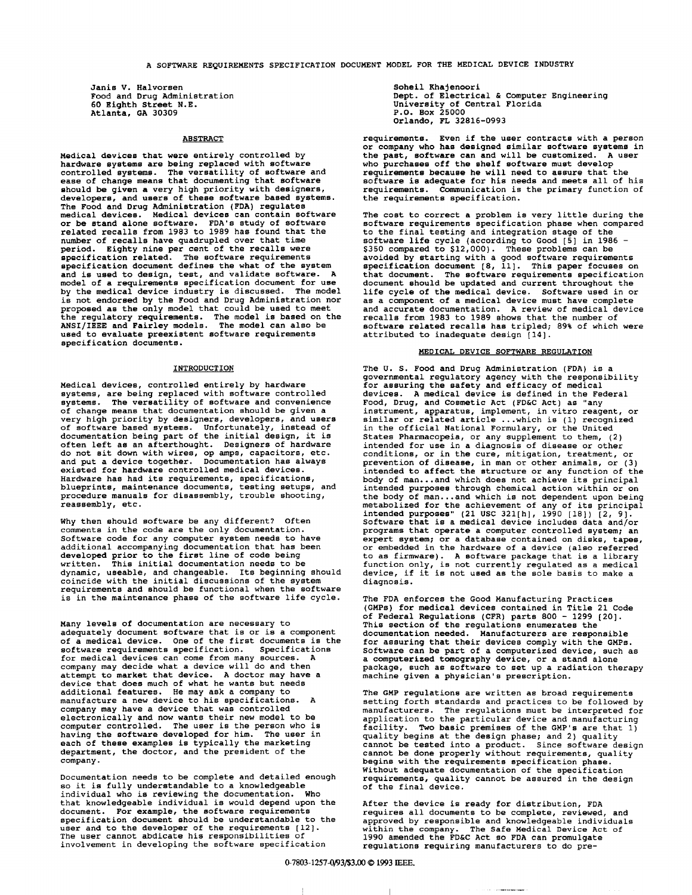# A SOFTWARE REQUIREMENTS SPECIFICATION DOCUMENT MODEL FOR THE MEDICAL DEVICE INDUSTRY

Janis V. Halvorsen
Food and Drug Administration
60 Eighth Street N.E.
Atlanta, GA 30309

Soheil Khajenoori
Dept. of Electrical & Computer Engineering
University of Central Florida
P.O. Box 25000
Orlando, FL 32816-0993

## ABSTRACT

Medical devices that were entirely controlled by hardware systems are being replaced with software controlled systems. The versatility of software and ease of change means that documenting that software should be given a very high priority with designers, developers, and users of these software based systems. The Food and Drug Administration (FDA) regulates medical devices. Medical devices can contain software or be stand alone software. FDA's study of software related recalls from 1983 to 1989 has found that the number of recalls have quadrupled over that time period. Eighty nine per cent of the recalls were specification related. The software requirements specification document defines the what of the system and is used to design, test, and validate software. A model of a requirements specification document for use by the medical device industry is discussed. The model is not endorsed by the Food and Drug Administration nor proposed as the only model that could be used to meet the regulatory requirements. The model is based on the ANSI/IEEE and Fairley models. The model can also be used to evaluate preexistent software requirements specification documents.

## INTRODUCTION

Medical devices, controlled entirely by hardware systems, are being replaced with software controlled systems. The versatility of software and convenience of change means that documentation should be given a very high priority by designers, developers, and users of software based systems. Unfortunately, instead of documentation being part of the initial design, it is often left as an afterthought. Designers of hardware do not sit down with wires, op amps, capacitors, etc. and put a device together. Documentation has always existed for hardware controlled medical devices. Hardware has had its requirements, specifications, blueprints, maintenance documents, testing setups, and procedure manuals for disassembly, trouble shooting, reassembly, etc.

Why then should software be any different? Often comments in the code are the only documentation. Software code for any computer system needs to have additional accompanying documentation that has been developed prior to the first line of code being written. This initial documentation needs to be dynamic, useable, and changeable. Its beginning should coincide with the initial discussions of the system requirements and should be functional when the software is in the maintenance phase of the software life cycle.

Many levels of documentation are necessary to adequately document software that is or is a component of a medical device. One of the first documents is the software requirements specification. Specifications for medical devices can come from many sources. A company may decide what a device will do and then attempt to market that device. A doctor may have a device that does much of what he wants but needs additional features. He may ask a company to manufacture a new device to his specifications. A company may have a device that was controlled electronically and now wants their new model to be computer controlled. The user is the person who is having the software developed for him. The user in each of these examples is typically the marketing department, the doctor, and the president of the company.

Documentation needs to be complete and detailed enough so it is fully understandable to a knowledgeable individual who is reviewing the documentation. Who that knowledgeable individual is would depend upon the document. For example, the software requirements specification document should be understandable to the user and to the developer of the requirements [12]. The user cannot abdicate his responsibilities of involvement in developing the software specification requirements. Even if the user contracts with a person or company who has designed similar software systems in the past, software can and will be customized. A user who purchases off the shelf software must develop requirements because he will need to assure that the software is adequate for his needs and meets all of his requirements. Communication is the primary function of the requirements specification.

The cost to correct a problem is very little during the software requirements specification phase when compared to the final testing and integration stage of the software life cycle (according to Good [5] in 1986 - \$350 compared to \$12,000). These problems can be avoided by starting with a good software requirements specification document [8, 11]. This paper focuses on that document. The software requirements specification document should be updated and current throughout the life cycle of the medical device. Software used in or as a component of a medical device must have complete and accurate documentation. A review of medical device recalls from 1983 to 1989 shows that the number of software related recalls has tripled; 89% of which were attributed to inadequate design [14].

## MEDICAL DEVICE SOFTWARE REGULATION

The U. S. Food and Drug Administration (FDA) is a governmental regulatory agency with the responsibility for assuring the safety and efficacy of medical devices. A medical device is defined in the Federal Food, Drug, and Cosmetic Act (FD&C Act) as "any instrument, apparatus, implement, in vitro reagent, or similar or related article ...which is (1) recognized in the official National Formulary, or the United States Pharmacopeia, or any supplement to them, (2) intended for use in a diagnosis of disease or other conditions, or in the cure, mitigation, treatment, or prevention of disease, in man or other animals, or (3) intended to affect the structure or any function of the body of man...and which does not achieve its principal intended purposes through chemical action within or on the body of man...and which is not dependent upon being metabolized for the achievement of any of its principal intended purposes" (21 USC 321[h], 1990 [18]) [2, 9]. Software that is a medical device includes data and/or programs that operate a computer controlled system; an expert system; or a database contained on disks, tapes, or embedded in the hardware of a device (also referred to as firmware). A software package that is a library function only, is not currently regulated as a medical device, if it is not used as the sole basis to make a diagnosis.

The FDA enforces the Good Manufacturing Practices (GMPs) for medical devices contained in Title 21 Code of Federal Regulations (CFR) parts 800 - 1299 [20]. This section of the regulations enumerates the documentation needed. Manufacturers are responsible for assuring that their devices comply with the GMPs. Software can be part of a computerized device, such as a computerized tomography device, or a stand alone package, such as software to set up a radiation therapy machine given a physician's prescription.

The GMP regulations are written as broad requirements setting forth standards and practices to be followed by manufacturers. The regulations must be interpreted for application to the particular device and manufacturing facility. Two basic premises of the GMP's are that 1) quality begins at the design phase; and 2) quality cannot be tested into a product. Since software design cannot be done properly without requirements, quality begins with the requirements specification phase. Without adequate documentation of the specification requirements, quality cannot be assured in the design of the final device.

After the device is ready for distribution, FDA requires all documents to be complete, reviewed, and approved by responsible and knowledgeable individuals within the company. The Safe Medical Device Act of 1990 amended the FD&C Act so FDA can promulgate regulations requiring manufacturers to do pre-

0-7803-1257-0/93/\$3.00 © 1993 IEEE.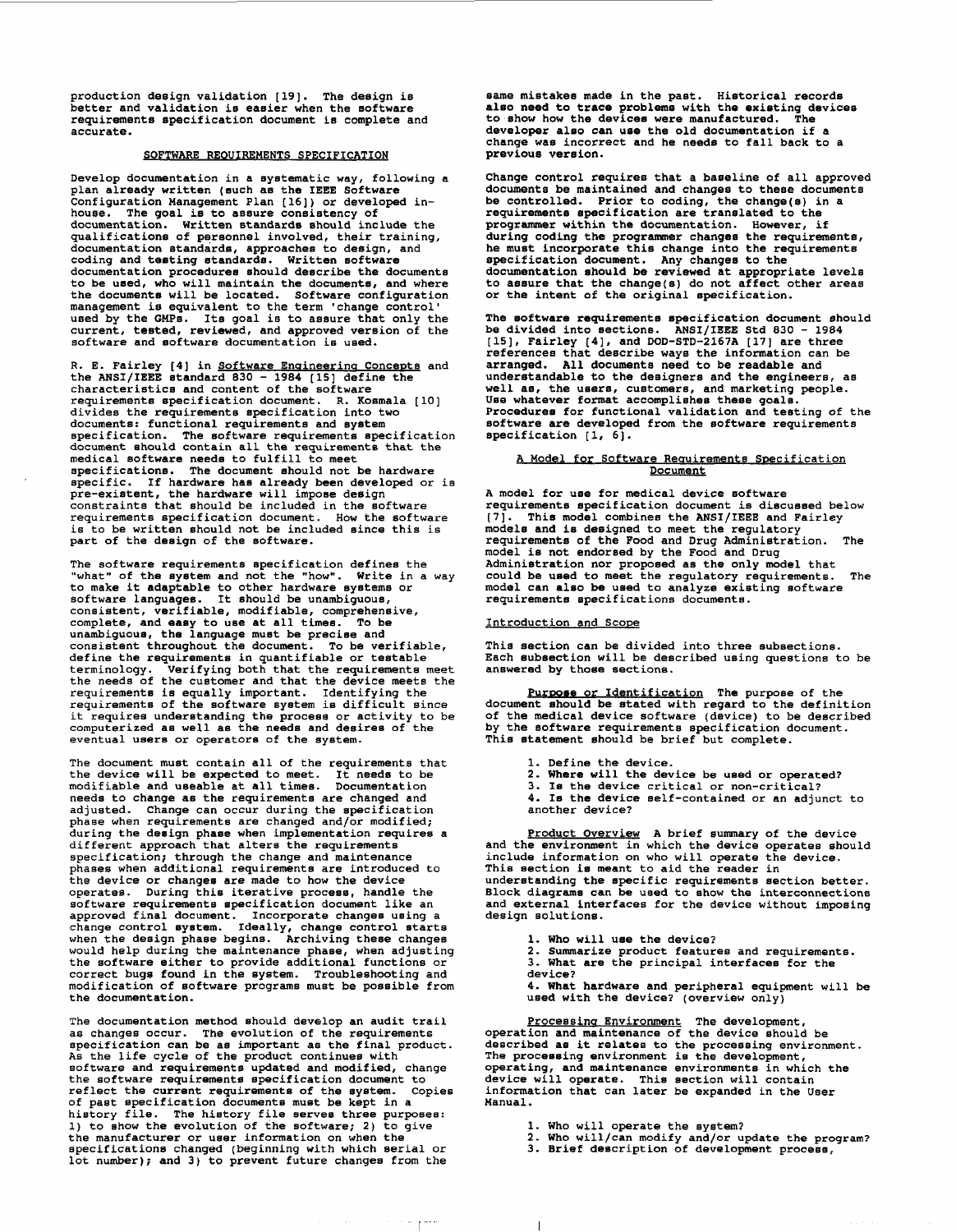production design validation [19]. The design is better and validation is easier when the software requirements specification document is complete and accurate.

## SOFTWARE REQUIREMENTS SPECIFICATION

Develop documentation in a systematic way, following a plan already written (such as the IEEE Software Configuration Management Plan [16]) or developed in-house. The goal is to assure consistency of documentation. Written standards should include the qualifications of personnel involved, their training, documentation standards, approaches to design, and coding and testing standards. Written software documentation procedures should describe the documents to be used, who will maintain the documents, and where the documents will be located. Software configuration management is equivalent to the term 'change control' used by the GMPs. Its goal is to assure that only the current, tested, reviewed, and approved version of the software and software documentation is used.

R. E. Fairley [4] in Software Engineering Concepts and the ANSI/IEEE standard 830 - 1984 [15] define the characteristics and content of the software requirements specification document. R. Kosmala [10] divides the requirements specification into two documents: functional requirements and system specification. The software requirements specification document should contain all the requirements that the medical software needs to fulfill to meet specifications. The document should not be hardware specific. If hardware has already been developed or is pre-existent, the hardware will impose design constraints that should be included in the software requirements specification document. How the software is to be written should not be included since this is part of the design of the software.

The software requirements specification defines the "what" of the system and not the "how". Write in a way to make it adaptable to other hardware systems or software languages. It should be unambiguous, consistent, verifiable, modifiable, comprehensive, complete, and easy to use at all times. To be unambiguous, the language must be precise and consistent throughout the document. To be verifiable, define the requirements in quantifiable or testable terminology. Verifying both that the requirements meet the needs of the customer and that the device meets the requirements is equally important. Identifying the requirements of the software system is difficult since it requires understanding the process or activity to be computerized as well as the needs and desires of the eventual users or operators of the system.

The document must contain all of the requirements that the device will be expected to meet. It needs to be modifiable and useable at all times. Documentation needs to change as the requirements are changed and adjusted. Change can occur during the specification phase when requirements are changed and/or modified; during the design phase when implementation requires a different approach that alters the requirements specification; through the change and maintenance phases when additional requirements are introduced to the device or changes are made to how the device operates. During this iterative process, handle the software requirements specification document like an approved final document. Incorporate changes using a change control system. Ideally, change control starts when the design phase begins. Archiving these changes would help during the maintenance phase, when adjusting the software either to provide additional functions or correct bugs found in the system. Troubleshooting and modification of software programs must be possible from the documentation.

The documentation method should develop an audit trail as changes occur. The evolution of the requirements specification can be as important as the final product. As the life cycle of the product continues with software and requirements updated and modified, change the software requirements specification document to reflect the current requirements of the system. Copies of past specification documents must be kept in a history file. The history file serves three purposes: 1) to show the evolution of the software; 2) to give the manufacturer or user information on when the specifications changed (beginning with which serial or lot number); and 3) to prevent future changes from the same mistakes made in the past. Historical records also need to trace problems with the existing devices to show how the devices were manufactured. The developer also can use the old documentation if a change was incorrect and he needs to fall back to a previous version.

Change control requires that a baseline of all approved documents be maintained and changes to these documents be controlled. Prior to coding, the change(s) in a requirements specification are translated to the programmer within the documentation. However, if during coding the programmer changes the requirements, he must incorporate this change into the requirements specification document. Any changes to the documentation should be reviewed at appropriate levels to assure that the change(s) do not affect other areas or the intent of the original specification.

The software requirements specification document should be divided into sections. ANSI/IEEE Std 830 - 1984 [15], Fairley [4], and DOD-STD-2167A [17] are three references that describe ways the information can be arranged. All documents need to be readable and understandable to the designers and the engineers, as well as, the users, customers, and marketing people. Use whatever format accomplishes these goals. Procedures for functional validation and testing of the software are developed from the software requirements specification [1, 6].

### A Model for Software Requirements Specification Document

A model for use for medical device software requirements specification document is discussed below [7]. This model combines the ANSI/IEEE and Fairley models and is designed to meet the regulatory requirements of the Food and Drug Administration. The model is not endorsed by the Food and Drug Administration nor proposed as the only model that could be used to meet the regulatory requirements. The model can also be used to analyze existing software requirements specifications documents.

#### Introduction and Scope

This section can be divided into three subsections. Each subsection will be described using questions to be answered by those sections.

Purpose or Identification The purpose of the document should be stated with regard to the definition of the medical device software (device) to be described by the software requirements specification document. This statement should be brief but complete.

1. Define the device.
2. Where will the device be used or operated?
3. Is the device critical or non-critical?
4. Is the device self-contained or an adjunct to another device?

Product Overview A brief summary of the device and the environment in which the device operates should include information on who will operate the device. This section is meant to aid the reader in understanding the specific requirements section better. Block diagrams can be used to show the interconnections and external interfaces for the device without imposing design solutions.

1. Who will use the device?
2. Summarize product features and requirements.
3. What are the principal interfaces for the device?
4. What hardware and peripheral equipment will be used with the device? (overview only)

Processing Environment The development, operation and maintenance of the device should be described as it relates to the processing environment. The processing environment is the development, operating, and maintenance environments in which the device will operate. This section will contain information that can later be expanded in the User Manual.

1. Who will operate the system?
2. Who will/can modify and/or update the program?
3. Brief description of development process,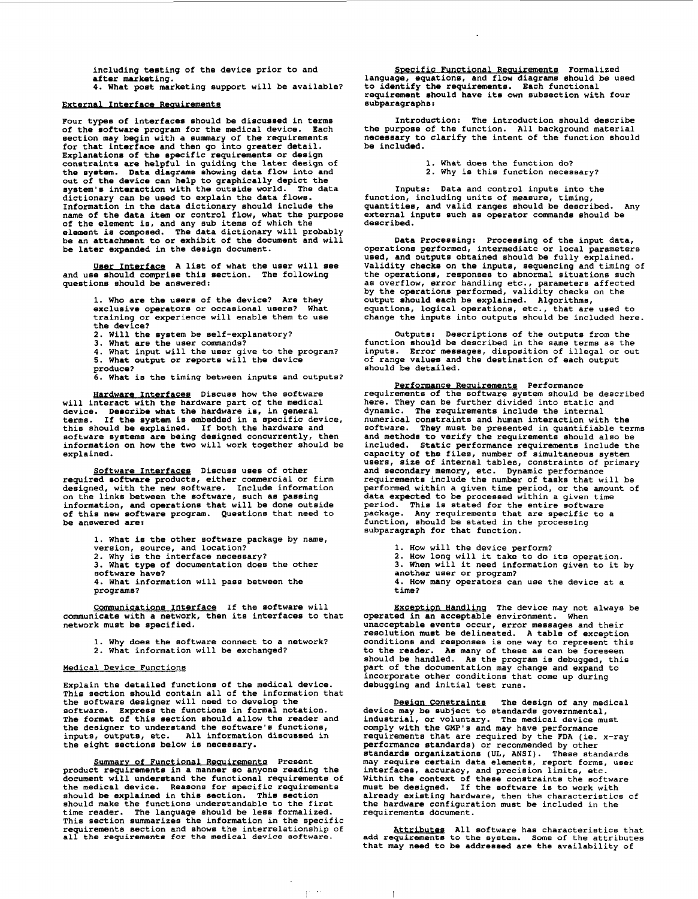including testing of the device prior to and after marketing.
4. What post marketing support will be available?

## External Interface Requirements

Four types of interfaces should be discussed in terms of the software program for the medical device. Each section may begin with a summary of the requirements for that interface and then go into greater detail. Explanations of the specific requirements or design constraints are helpful in guiding the later design of the system. Data diagrams showing data flow into and out of the device can help to graphically depict the system's interaction with the outside world. The data dictionary can be used to explain the data flows. Information in the data dictionary should include the name of the data item or control flow, what the purpose of the element is, and any sub items of which the element is composed. The data dictionary will probably be an attachment to or exhibit of the document and will be later expanded in the design document.

**User Interface** A list of what the user will see and use should comprise this section. The following questions should be answered:

1. Who are the users of the device? Are they exclusive operators or occasional users? What training or experience will enable them to use the device?
2. Will the system be self-explanatory?
3. What are the user commands?
4. What input will the user give to the program?
5. What output or reports will the device produce?
6. What is the timing between inputs and outputs?

**Hardware Interfaces** Discuss how the software will interact with the hardware part of the medical device. Describe what the hardware is, in general terms. If the system is embedded in a specific device, this should be explained. If both the hardware and software systems are being designed concurrently, then information on how the two will work together should be explained.

**Software Interfaces** Discuss uses of other required software products, either commercial or firm designed, with the new software. Include information on the links between the software, such as passing information, and operations that will be done outside of this new software program. Questions that need to be answered are:

1. What is the other software package by name, version, source, and location?
2. Why is the interface necessary?
3. What type of documentation does the other software have?
4. What information will pass between the programs?

**Communications Interface** If the software will communicate with a network, then its interfaces to that network must be specified.

1. Why does the software connect to a network?
2. What information will be exchanged?

## Medical Device Functions

Explain the detailed functions of the medical device. This section should contain all of the information that the software designer will need to develop the software. Express the functions in formal notation. The format of this section should allow the reader and the designer to understand the software's functions, inputs, outputs, etc. All information discussed in the eight sections below is necessary.

**Summary of Functional Requirements** Present product requirements in a manner so anyone reading the document will understand the functional requirements of the medical device. Reasons for specific requirements should be explained in this section. This section should make the functions understandable to the first time reader. The language should be less formalized. This section summarizes the information in the specific requirements section and shows the interrelationship of all the requirements for the medical device software.

**Specific Functional Requirements** Formalized language, equations, and flow diagrams should be used to identify the requirements. Each functional requirement should have its own subsection with four subparagraphs:

Introduction: The introduction should describe the purpose of the function. All background material necessary to clarify the intent of the function should be included.

1. What does the function do?
2. Why is this function necessary?

Inputs: Data and control inputs into the function, including units of measure, timing, quantities, and valid ranges should be described. Any external inputs such as operator commands should be described.

Data Processing: Processing of the input data, operations performed, intermediate or local parameters used, and outputs obtained should be fully explained. Validity checks on the inputs, sequencing and timing of the operations, responses to abnormal situations such as overflow, error handling etc., parameters affected by the operations performed, validity checks on the output should each be explained. Algorithms, equations, logical operations, etc., that are used to change the inputs into outputs should be included here.

Outputs: Descriptions of the outputs from the function should be described in the same terms as the inputs. Error messages, disposition of illegal or out of range values and the destination of each output should be detailed.

**Performance Requirements** Performance requirements of the software system should be described here. They can be further divided into static and dynamic. The requirements include the internal numerical constraints and human interaction with the software. They must be presented in quantifiable terms and methods to verify the requirements should also be included. Static performance requirements include the capacity of the files, number of simultaneous system users, size of internal tables, constraints of primary and secondary memory, etc. Dynamic performance requirements include the number of tasks that will be performed within a given time period, or the amount of data expected to be processed within a given time period. This is stated for the entire software package. Any requirements that are specific to a function, should be stated in the processing subparagraph for that function.

1. How will the device perform?
2. How long will it take to do its operation.
3. When will it need information given to it by another user or program?
4. How many operators can use the device at a time?

**Exception Handling** The device may not always be operated in an acceptable environment. When unacceptable events occur, error messages and their resolution must be delineated. A table of exception conditions and responses is one way to represent this to the reader. As many of these as can be foreseen should be handled. As the program is debugged, this part of the documentation may change and expand to incorporate other conditions that come up during debugging and initial test runs.

**Design Constraints** The design of any medical device may be subject to standards governmental, industrial, or voluntary. The medical device must comply with the GMP's and may have performance requirements that are required by the FDA (ie. x-ray performance standards) or recommended by other standards organizations (UL, ANSI). These standards may require certain data elements, report forms, user interfaces, accuracy, and precision limits, etc. Within the context of these constraints the software must be designed. If the software is to work with already existing hardware, then the characteristics of the hardware configuration must be included in the requirements document.

**Attributes** All software has characteristics that add requirements to the system. Some of the attributes that may need to be addressed are the availability of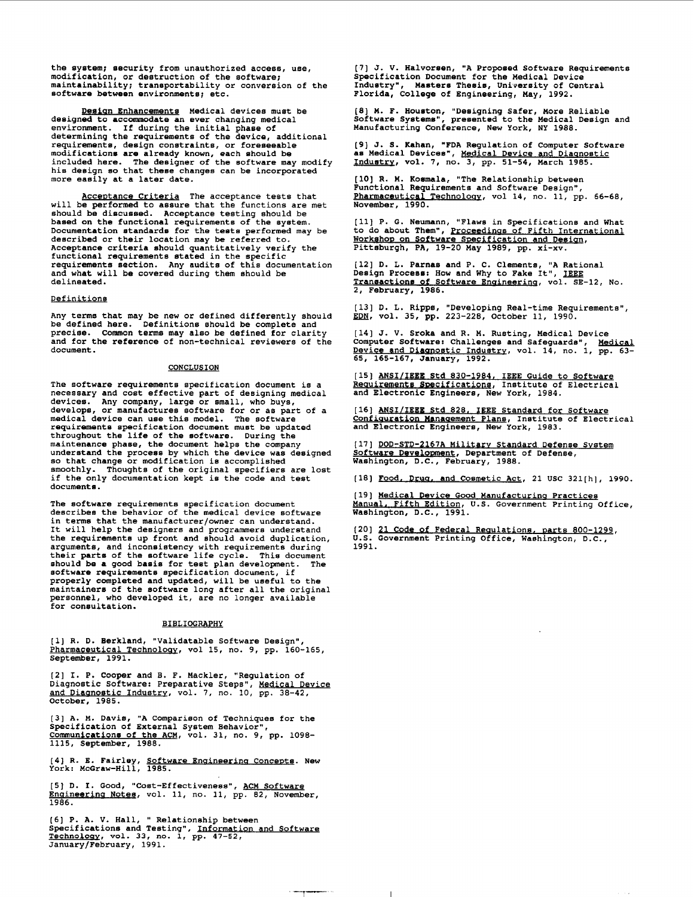the system; security from unauthorized access, use, modification, or destruction of the software; maintainability; transportability or conversion of the software between environments; etc.

Design Enhancements Medical devices must be designed to accommodate an ever changing medical environment. If during the initial phase of determining the requirements of the device, additional requirements, design constraints, or foreseeable modifications are already known, each should be included here. The designer of the software may modify his design so that these changes can be incorporated more easily at a later date.

Acceptance Criteria The acceptance tests that will be performed to assure that the functions are met should be discussed. Acceptance testing should be based on the functional requirements of the system. Documentation standards for the tests performed may be described or their location may be referred to. Acceptance criteria should quantitatively verify the functional requirements stated in the specific requirements section. Any audits of this documentation and what will be covered during them should be delineated.

Definitions

Any terms that may be new or defined differently should be defined here. Definitions should be complete and precise. Common terms may also be defined for clarity and for the reference of non-technical reviewers of the document.

## CONCLUSION

The software requirements specification document is a necessary and cost effective part of designing medical devices. Any company, large or small, who buys, develops, or manufactures software for or as part of a medical device can use this model. The software requirements specification document must be updated throughout the life of the software. During the maintenance phase, the document helps the company understand the process by which the device was designed so that change or modification is accomplished smoothly. Thoughts of the original specifiers are lost if the only documentation kept is the code and test documents.

The software requirements specification document describes the behavior of the medical device software in terms that the manufacturer/owner can understand. It will help the designers and programmers understand the requirements up front and should avoid duplication, arguments, and inconsistency with requirements during their parts of the software life cycle. This document should be a good basis for test plan development. The software requirements specification document, if properly completed and updated, will be useful to the maintainers of the software long after all the original personnel, who developed it, are no longer available for consultation.

## BIBLIOGRAPHY

[1] R. D. Berkland, "Validatable Software Design", Pharmaceutical Technology, vol 15, no. 9, pp. 160-165, September, 1991.

[2] I. P. Cooper and B. F. Mackler, "Regulation of Diagnostic Software: Preparative Steps", Medical Device and Diagnostic Industry, vol. 7, no. 10, pp. 38-42, October, 1985.

[3] A. M. Davis, "A Comparison of Techniques for the Specification of External System Behavior", Communications of the ACM, vol. 31, no. 9, pp. 1098-1115, September, 1988.

[4] R. E. Fairley, Software Engineering Concepts. New York: McGraw-Hill, 1985.

[5] D. I. Good, "Cost-Effectiveness", ACM Software Engineering Notes, vol. 11, no. 11, pp. 82, November, 1986.

[6] P. A. V. Hall, " Relationship between Specifications and Testing", Information and Software Technology, vol. 33, no. 1, pp. 47-52, January/February, 1991.

[7] J. V. Halvorsen, "A Proposed Software Requirements Specification Document for the Medical Device Industry", Masters Thesis, University of Central Florida, College of Engineering, May, 1992.

[8] M. F. Houston, "Designing Safer, More Reliable Software Systems", presented to the Medical Design and Manufacturing Conference, New York, NY 1988.

[9] J. S. Kahan, "FDA Regulation of Computer Software as Medical Devices", Medical Device and Diagnostic Industry, vol. 7, no. 3, pp. 51-54, March 1985.

[10] R. M. Kosmala, "The Relationship between Functional Requirements and Software Design", Pharmaceutical Technology, vol 14, no. 11, pp. 66-68, November, 1990.

[11] P. G. Neumann, "Flaws in Specifications and What to do about Them", Proceedings of Fifth International Workshop on Software Specification and Design, Pittsburgh, PA, 19-20 May 1989, pp. xi-xv.

[12] D. L. Parnas and P. C. Clements, "A Rational Design Process: How and Why to Fake It", IEEE Transactions of Software Engineering, vol. SE-12, No. 2, February, 1986.

[13] D. L. Ripps, "Developing Real-time Requirements", EDN, vol. 35, pp. 223-228, October 11, 1990.

[14] J. V. Sroka and R. M. Rusting, Medical Device Computer Software: Challenges and Safeguards", Medical Device and Diagnostic Industry, vol. 14, no. 1, pp. 63-65, 165-167, January, 1992.

[15] ANSI/IEEE Std 830-1984, IEEE Guide to Software Requirements Specifications, Institute of Electrical and Electronic Engineers, New York, 1984.

[16] ANSI/IEEE Std 828, IEEE Standard for Software Configuration Management Plans, Institute of Electrical and Electronic Engineers, New York, 1983.

[17] DOD-STD-2167A Military Standard Defense System Software Development, Department of Defense, Washington, D.C., February, 1988.

[18] Food, Drug, and Cosmetic Act, 21 USC 321[h], 1990.

[19] Medical Device Good Manufacturing Practices Manual, Fifth Edition, U.S. Government Printing Office, Washington, D.C., 1991.

[20] 21 Code of Federal Regulations, parts 800-1299, U.S. Government Printing Office, Washington, D.C., 1991.